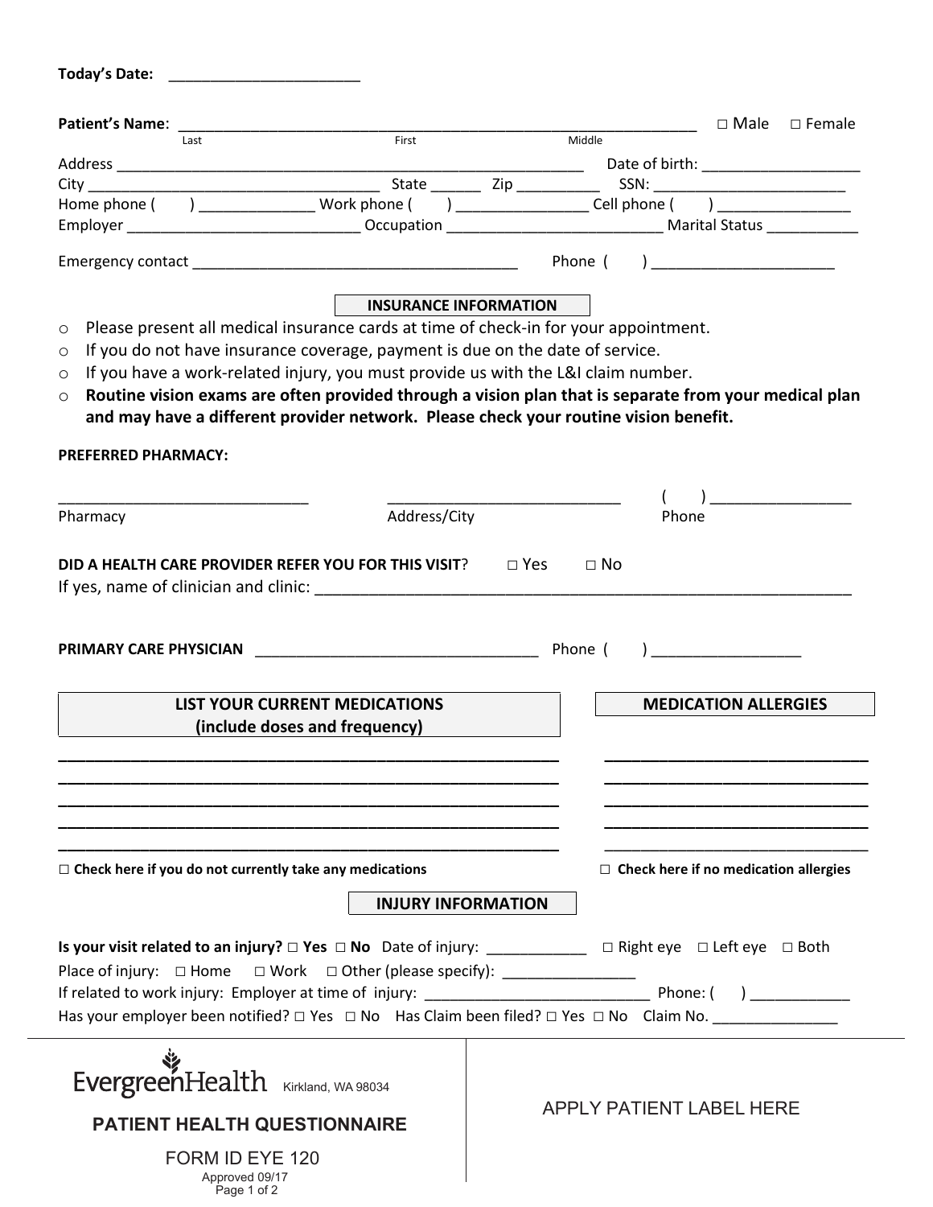**Today's Date:** _______________________

**Patient's Name**: ______________________________________________________________ ☐ Male ☐ Female

Last First Middle

Address ________________________________________________________ Date of birth: __________________

City ____________________________________ State ______ Zip __________ SSN: ________________________

Home phone ( ) ______________ Work phone ( ) ________________ Cell phone ( ) ________________

Employer ____________________________ Occupation __________________________ Marital Status ___________

Emergency contact _______________________________________ Phone ( ) ______________________

**INSURANCE INFORMATION**

- Please present all medical insurance cards at time of check-in for your appointment.
- If you do not have insurance coverage, payment is due on the date of service.
- If you have a work-related injury, you must provide us with the L&I claim number.
- **Routine vision exams are often provided through a vision plan that is separate from your medical plan and may have a different provider network. Please check your routine vision benefit.**

**PREFERRED PHARMACY:**

______________________________ ____________________________ ( ) _________________

Pharmacy Address/City Phone

**DID A HEALTH CARE PROVIDER REFER YOU FOR THIS VISIT**? ☐ Yes ☐ No

If yes, name of clinician and clinic: _______________________________________________________________

**PRIMARY CARE PHYSICIAN** __________________________________ Phone ( ) __________________

| LIST YOUR CURRENT MEDICATIONS (include doses and frequency) | MEDICATION ALLERGIES |
|---|---|
| ____________________________________________ | ______________________________ |
| ____________________________________________ | ______________________________ |
| ____________________________________________ | ______________________________ |
| ____________________________________________ | ______________________________ |
| ____________________________________________ | ______________________________ |
| ☐ **Check here if you do not currently take any medications** | ☐ **Check here if no medication allergies** |

**INJURY INFORMATION**

**Is your visit related to an injury? ☐ Yes ☐ No** Date of injury: ____________ ☐ Right eye ☐ Left eye ☐ Both

Place of injury: ☐ Home ☐ Work ☐ Other (please specify): ________________

If related to work injury: Employer at time of injury: ____________________________ Phone: ( ) ____________

Has your employer been notified? ☐ Yes ☐ No Has Claim been filed? ☐ Yes ☐ No Claim No. _______________

EvergreenHealth Kirkland, WA 98034

**PATIENT HEALTH QUESTIONNAIRE**

FORM ID EYE 120

Approved 09/17

APPLY PATIENT LABEL HERE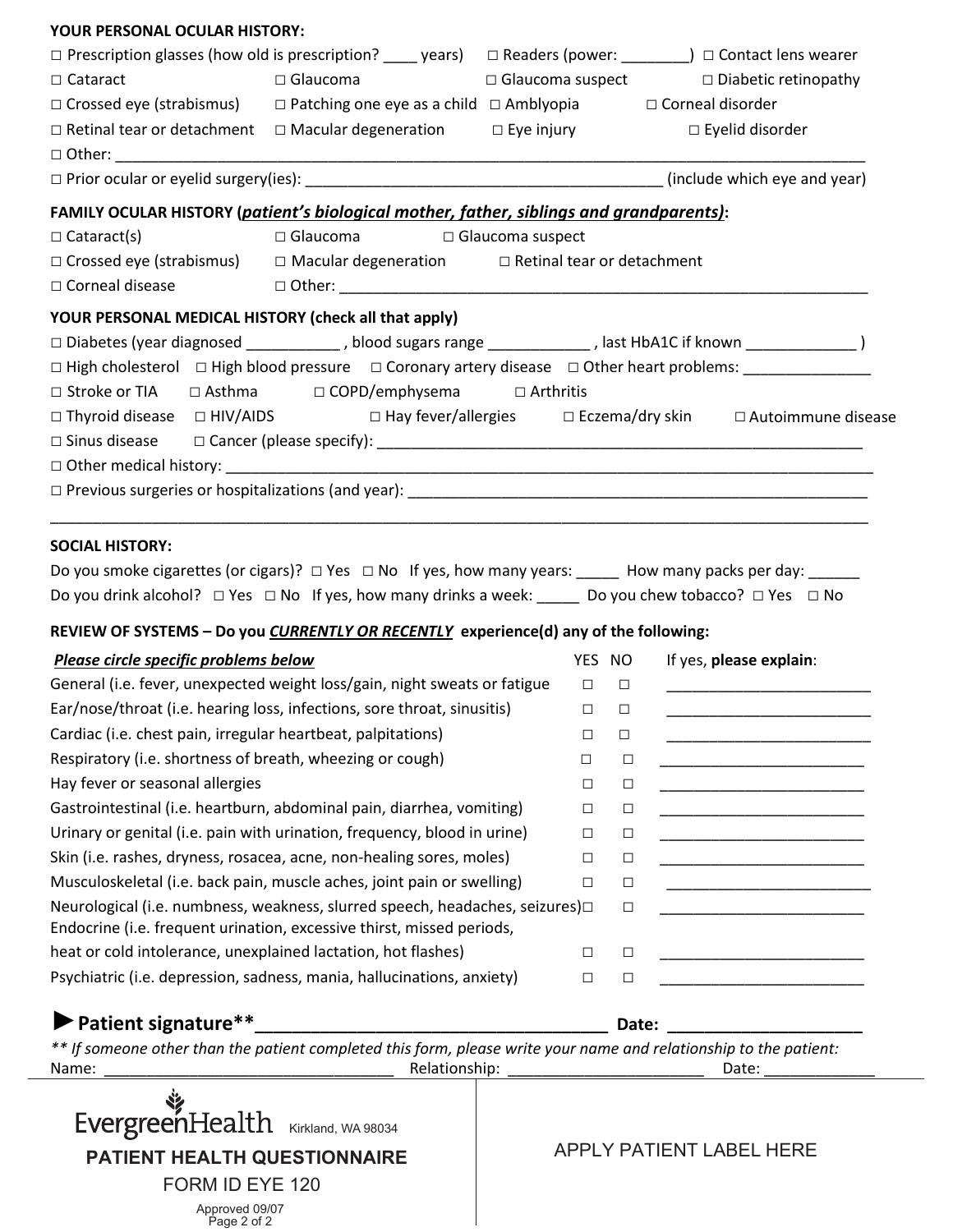**YOUR PERSONAL OCULAR HISTORY:**

☐ Prescription glasses (how old is prescription? ____ years) ☐ Readers (power: ________) ☐ Contact lens wearer

☐ Cataract ☐ Glaucoma ☐ Glaucoma suspect ☐ Diabetic retinopathy

☐ Crossed eye (strabismus) ☐ Patching one eye as a child ☐ Amblyopia ☐ Corneal disorder

☐ Retinal tear or detachment ☐ Macular degeneration ☐ Eye injury ☐ Eyelid disorder

☐ Other: ______________________________________________________________________________

☐ Prior ocular or eyelid surgery(ies): ___________________________________________ (include which eye and year)

**FAMILY OCULAR HISTORY (*patient's biological mother, father, siblings and grandparents*):**

☐ Cataract(s) ☐ Glaucoma ☐ Glaucoma suspect

☐ Crossed eye (strabismus) ☐ Macular degeneration ☐ Retinal tear or detachment

☐ Corneal disease ☐ Other: ______________________________________________________________

**YOUR PERSONAL MEDICAL HISTORY (check all that apply)**

☐ Diabetes (year diagnosed ___________ , blood sugars range ____________ , last HbA1C if known _____________ )

☐ High cholesterol ☐ High blood pressure ☐ Coronary artery disease ☐ Other heart problems: _______________

☐ Stroke or TIA ☐ Asthma ☐ COPD/emphysema ☐ Arthritis

☐ Thyroid disease ☐ HIV/AIDS ☐ Hay fever/allergies ☐ Eczema/dry skin ☐ Autoimmune disease

☐ Sinus disease ☐ Cancer (please specify): _________________________________________________________

☐ Other medical history: __________________________________________________________________________

☐ Previous surgeries or hospitalizations (and year): _______________________________________________________

____________________________________________________________________________________________

**SOCIAL HISTORY:**

Do you smoke cigarettes (or cigars)? ☐ Yes ☐ No If yes, how many years: _____ How many packs per day: ______

Do you drink alcohol? ☐ Yes ☐ No If yes, how many drinks a week: _____ Do you chew tobacco? ☐ Yes ☐ No

**REVIEW OF SYSTEMS – Do you *CURRENTLY OR RECENTLY* experience(d) any of the following:**

| ***Please circle specific problems below*** | YES | NO | If yes, **please explain**: |
|---|---|---|---|
| General (i.e. fever, unexpected weight loss/gain, night sweats or fatigue | ☐ | ☐ | ________________________ |
| Ear/nose/throat (i.e. hearing loss, infections, sore throat, sinusitis) | ☐ | ☐ | ________________________ |
| Cardiac (i.e. chest pain, irregular heartbeat, palpitations) | ☐ | ☐ | ________________________ |
| Respiratory (i.e. shortness of breath, wheezing or cough) | ☐ | ☐ | ________________________ |
| Hay fever or seasonal allergies | ☐ | ☐ | ________________________ |
| Gastrointestinal (i.e. heartburn, abdominal pain, diarrhea, vomiting) | ☐ | ☐ | ________________________ |
| Urinary or genital (i.e. pain with urination, frequency, blood in urine) | ☐ | ☐ | ________________________ |
| Skin (i.e. rashes, dryness, rosacea, acne, non-healing sores, moles) | ☐ | ☐ | ________________________ |
| Musculoskeletal (i.e. back pain, muscle aches, joint pain or swelling) | ☐ | ☐ | ________________________ |
| Neurological (i.e. numbness, weakness, slurred speech, headaches, seizures) | ☐ | ☐ | ________________________ |
| Endocrine (i.e. frequent urination, excessive thirst, missed periods, heat or cold intolerance, unexplained lactation, hot flashes) | ☐ | ☐ | ________________________ |
| Psychiatric (i.e. depression, sadness, mania, hallucinations, anxiety) | ☐ | ☐ | ________________________ |

►**Patient signature\*\***___________________________________ **Date:** ____________________

*\*\* If someone other than the patient completed this form, please write your name and relationship to the patient:*

Name: _________________________________ Relationship: ______________________ Date: ____________

EvergreenHealth Kirkland, WA 98034

**PATIENT HEALTH QUESTIONNAIRE**

FORM ID EYE 120

Approved 09/07

APPLY PATIENT LABEL HERE